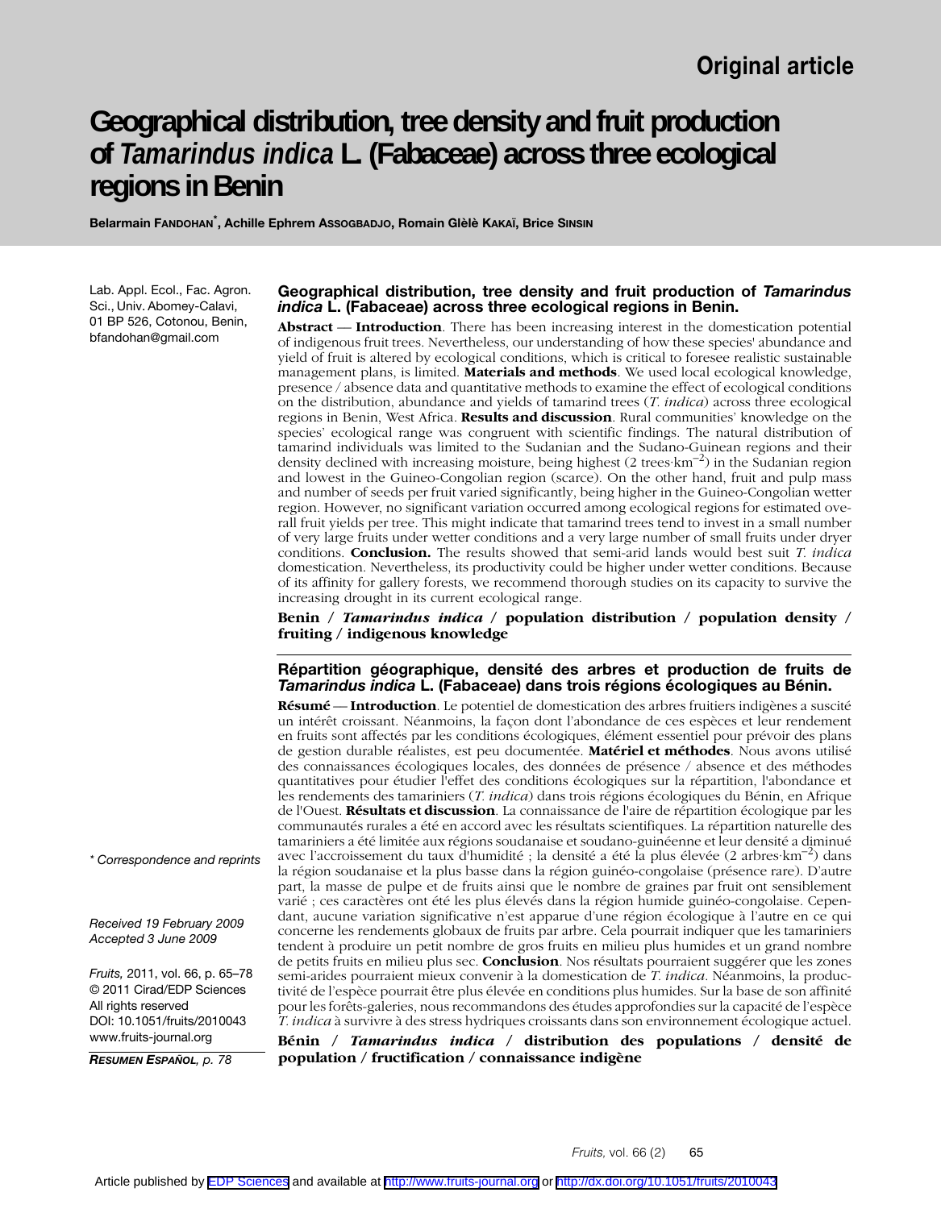Original article

# Geographical distribution, tree density and fruit production of *Tamarindus indica* L. (Fabaceae) across three ecological regions in Benin

**Belarmain FANDOHAN*, Achille Ephrem ASSOGBADJO, Romain Glèlè KAKAÏ, Brice SINSIN**

Lab. Appl. Ecol., Fac. Agron. Sci., Univ. Abomey-Calavi, 01 BP 526, Cotonou, Benin, bfandohan@gmail.com

* Correspondence and reprints

Received 19 February 2009
Accepted 3 June 2009

*Fruits,* 2011, vol. 66, p. 65–78
© 2011 Cirad/EDP Sciences
All rights reserved
DOI: 10.1051/fruits/2010043
www.fruits-journal.org

*RESUMEN ESPAÑOL, p. 78*

## Geographical distribution, tree density and fruit production of *Tamarindus indica* L. (Fabaceae) across three ecological regions in Benin.

**Abstract** — **Introduction**. There has been increasing interest in the domestication potential of indigenous fruit trees. Nevertheless, our understanding of how these species' abundance and yield of fruit is altered by ecological conditions, which is critical to foresee realistic sustainable management plans, is limited. **Materials and methods**. We used local ecological knowledge, presence / absence data and quantitative methods to examine the effect of ecological conditions on the distribution, abundance and yields of tamarind trees (*T. indica*) across three ecological regions in Benin, West Africa. **Results and discussion**. Rural communities' knowledge on the species' ecological range was congruent with scientific findings. The natural distribution of tamarind individuals was limited to the Sudanian and the Sudano-Guinean regions and their density declined with increasing moisture, being highest (2 trees·km$^{-2}$) in the Sudanian region and lowest in the Guineo-Congolian region (scarce). On the other hand, fruit and pulp mass and number of seeds per fruit varied significantly, being higher in the Guineo-Congolian wetter region. However, no significant variation occurred among ecological regions for estimated overall fruit yields per tree. This might indicate that tamarind trees tend to invest in a small number of very large fruits under wetter conditions and a very large number of small fruits under dryer conditions. **Conclusion.** The results showed that semi-arid lands would best suit *T. indica* domestication. Nevertheless, its productivity could be higher under wetter conditions. Because of its affinity for gallery forests, we recommend thorough studies on its capacity to survive the increasing drought in its current ecological range.

**Benin / *Tamarindus indica* / population distribution / population density / fruiting / indigenous knowledge**

## Répartition géographique, densité des arbres et production de fruits de *Tamarindus indica* L. (Fabaceae) dans trois régions écologiques au Bénin.

**Résumé** — **Introduction**. Le potentiel de domestication des arbres fruitiers indigènes a suscité un intérêt croissant. Néanmoins, la façon dont l'abondance de ces espèces et leur rendement en fruits sont affectés par les conditions écologiques, élément essentiel pour prévoir des plans de gestion durable réalistes, est peu documentée. **Matériel et méthodes**. Nous avons utilisé des connaissances écologiques locales, des données de présence / absence et des méthodes quantitatives pour étudier l'effet des conditions écologiques sur la répartition, l'abondance et les rendements des tamariniers (*T. indica*) dans trois régions écologiques du Bénin, en Afrique de l'Ouest. **Résultats et discussion**. La connaissance de l'aire de répartition écologique par les communautés rurales a été en accord avec les résultats scientifiques. La répartition naturelle des tamariniers a été limitée aux régions soudanaise et soudano-guinéenne et leur densité a diminué avec l'accroissement du taux d'humidité ; la densité a été la plus élevée (2 arbres·km$^{-2}$) dans la région soudanaise et la plus basse dans la région guinéo-congolaise (présence rare). D'autre part, la masse de pulpe et de fruits ainsi que le nombre de graines par fruit ont sensiblement varié ; ces caractères ont été les plus élevés dans la région humide guinéo-congolaise. Cependant, aucune variation significative n'est apparue d'une région écologique à l'autre en ce qui concerne les rendements globaux de fruits par arbre. Cela pourrait indiquer que les tamariniers tendent à produire un petit nombre de gros fruits en milieu plus humides et un grand nombre de petits fruits en milieu plus sec. **Conclusion**. Nos résultats pourraient suggérer que les zones semi-arides pourraient mieux convenir à la domestication de *T. indica*. Néanmoins, la productivité de l'espèce pourrait être plus élevée en conditions plus humides. Sur la base de son affinité pour les forêts-galeries, nous recommandons des études approfondies sur la capacité de l'espèce *T. indica* à survivre à des stress hydriques croissants dans son environnement écologique actuel.

**Bénin / *Tamarindus indica* / distribution des populations / densité de population / fructification / connaissance indigène**

Article published by EDP Sciences and available at http://www.fruits-journal.org or http://dx.doi.org/10.1051/fruits/2010043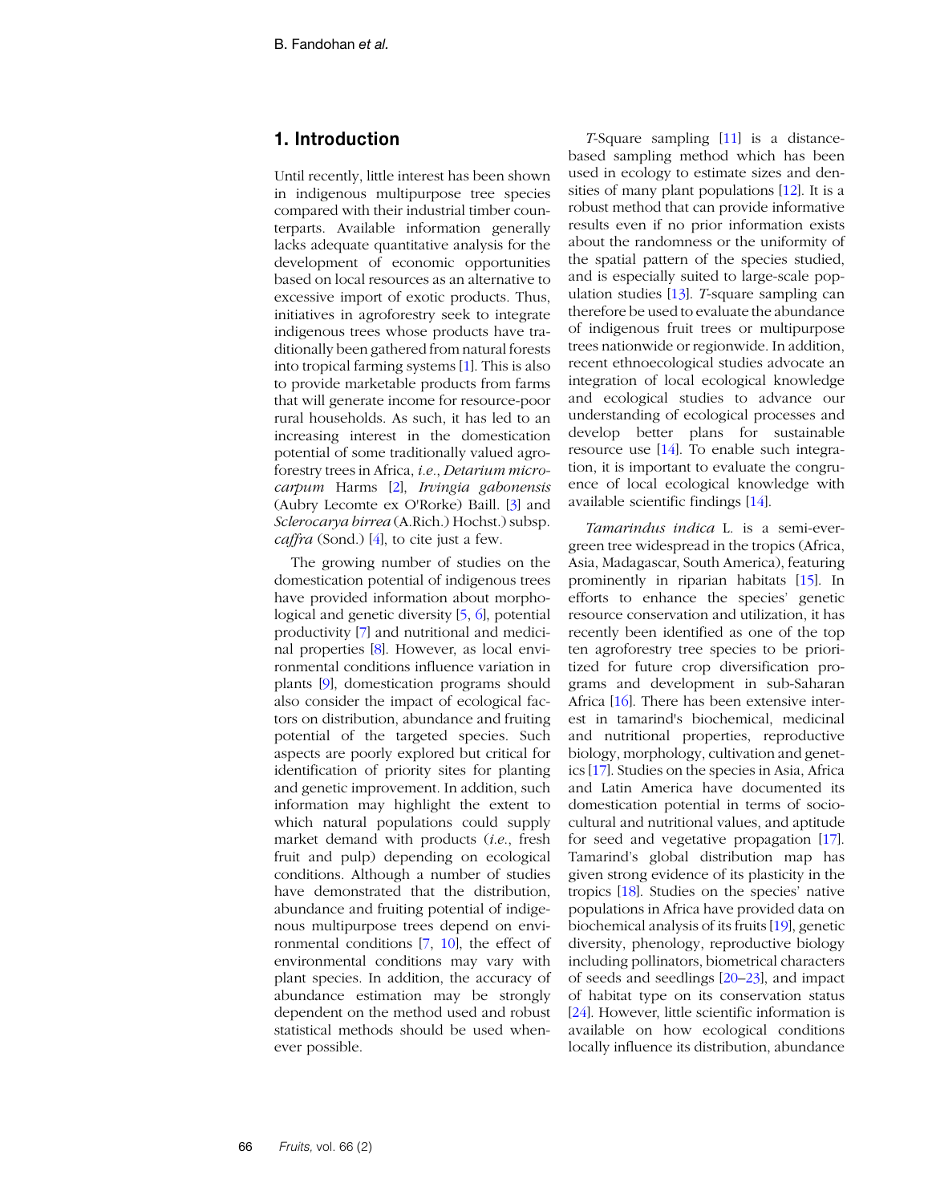## 1. Introduction

Until recently, little interest has been shown in indigenous multipurpose tree species compared with their industrial timber counterparts. Available information generally lacks adequate quantitative analysis for the development of economic opportunities based on local resources as an alternative to excessive import of exotic products. Thus, initiatives in agroforestry seek to integrate indigenous trees whose products have traditionally been gathered from natural forests into tropical farming systems [1]. This is also to provide marketable products from farms that will generate income for resource-poor rural households. As such, it has led to an increasing interest in the domestication potential of some traditionally valued agroforestry trees in Africa, *i.e.*, *Detarium microcarpum* Harms [2], *Irvingia gabonensis* (Aubry Lecomte ex O'Rorke) Baill. [3] and *Sclerocarya birrea* (A.Rich.) Hochst.) subsp. *caffra* (Sond.) [4], to cite just a few.

The growing number of studies on the domestication potential of indigenous trees have provided information about morphological and genetic diversity [5, 6], potential productivity [7] and nutritional and medicinal properties [8]. However, as local environmental conditions influence variation in plants [9], domestication programs should also consider the impact of ecological factors on distribution, abundance and fruiting potential of the targeted species. Such aspects are poorly explored but critical for identification of priority sites for planting and genetic improvement. In addition, such information may highlight the extent to which natural populations could supply market demand with products (*i.e.*, fresh fruit and pulp) depending on ecological conditions. Although a number of studies have demonstrated that the distribution, abundance and fruiting potential of indigenous multipurpose trees depend on environmental conditions [7, 10], the effect of environmental conditions may vary with plant species. In addition, the accuracy of abundance estimation may be strongly dependent on the method used and robust statistical methods should be used whenever possible.

*T*-Square sampling [11] is a distance-based sampling method which has been used in ecology to estimate sizes and densities of many plant populations [12]. It is a robust method that can provide informative results even if no prior information exists about the randomness or the uniformity of the spatial pattern of the species studied, and is especially suited to large-scale population studies [13]. *T*-square sampling can therefore be used to evaluate the abundance of indigenous fruit trees or multipurpose trees nationwide or regionwide. In addition, recent ethnoecological studies advocate an integration of local ecological knowledge and ecological studies to advance our understanding of ecological processes and develop better plans for sustainable resource use [14]. To enable such integration, it is important to evaluate the congruence of local ecological knowledge with available scientific findings [14].

*Tamarindus indica* L. is a semi-evergreen tree widespread in the tropics (Africa, Asia, Madagascar, South America), featuring prominently in riparian habitats [15]. In efforts to enhance the species' genetic resource conservation and utilization, it has recently been identified as one of the top ten agroforestry tree species to be prioritized for future crop diversification programs and development in sub-Saharan Africa [16]. There has been extensive interest in tamarind's biochemical, medicinal and nutritional properties, reproductive biology, morphology, cultivation and genetics [17]. Studies on the species in Asia, Africa and Latin America have documented its domestication potential in terms of socio-cultural and nutritional values, and aptitude for seed and vegetative propagation [17]. Tamarind's global distribution map has given strong evidence of its plasticity in the tropics [18]. Studies on the species' native populations in Africa have provided data on biochemical analysis of its fruits [19], genetic diversity, phenology, reproductive biology including pollinators, biometrical characters of seeds and seedlings [20–23], and impact of habitat type on its conservation status [24]. However, little scientific information is available on how ecological conditions locally influence its distribution, abundance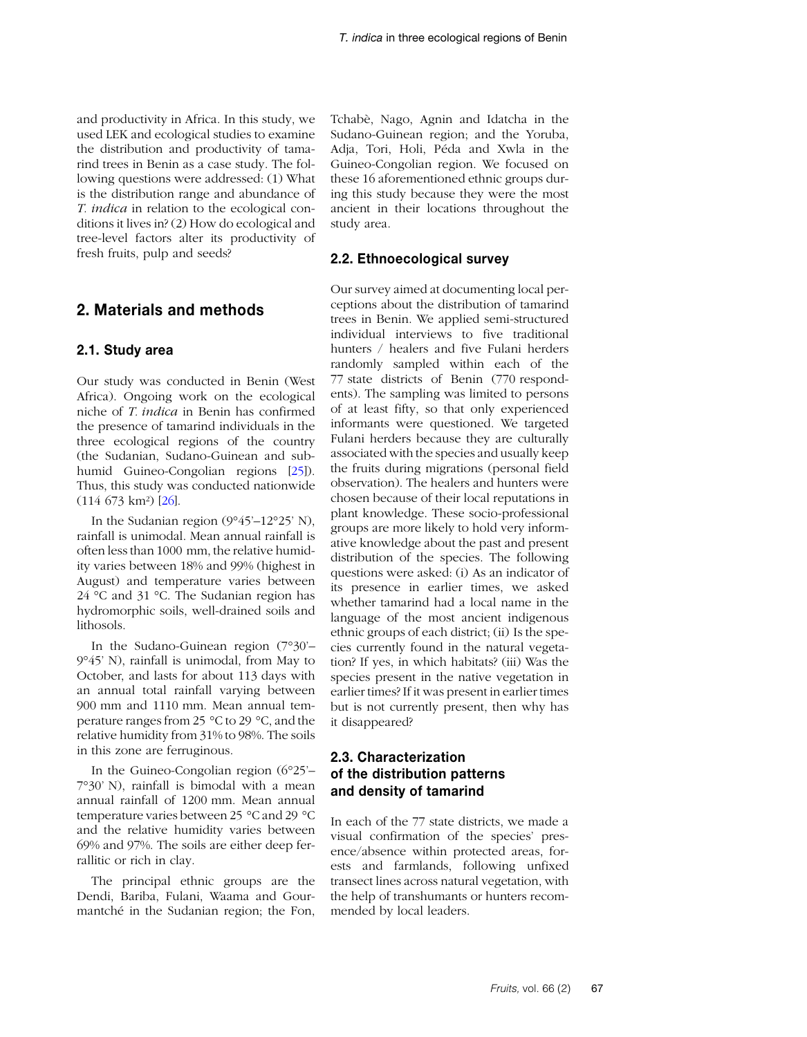and productivity in Africa. In this study, we used LEK and ecological studies to examine the distribution and productivity of tamarind trees in Benin as a case study. The following questions were addressed: (1) What is the distribution range and abundance of *T. indica* in relation to the ecological conditions it lives in? (2) How do ecological and tree-level factors alter its productivity of fresh fruits, pulp and seeds?

## 2. Materials and methods

### 2.1. Study area

Our study was conducted in Benin (West Africa). Ongoing work on the ecological niche of *T. indica* in Benin has confirmed the presence of tamarind individuals in the three ecological regions of the country (the Sudanian, Sudano-Guinean and subhumid Guineo-Congolian regions [25]). Thus, this study was conducted nationwide (114 673 km²) [26].

In the Sudanian region (9°45'–12°25' N), rainfall is unimodal. Mean annual rainfall is often less than 1000 mm, the relative humidity varies between 18% and 99% (highest in August) and temperature varies between 24 °C and 31 °C. The Sudanian region has hydromorphic soils, well-drained soils and lithosols.

In the Sudano-Guinean region (7°30'–9°45' N), rainfall is unimodal, from May to October, and lasts for about 113 days with an annual total rainfall varying between 900 mm and 1110 mm. Mean annual temperature ranges from 25 °C to 29 °C, and the relative humidity from 31% to 98%. The soils in this zone are ferruginous.

In the Guineo-Congolian region (6°25'–7°30' N), rainfall is bimodal with a mean annual rainfall of 1200 mm. Mean annual temperature varies between 25 °C and 29 °C and the relative humidity varies between 69% and 97%. The soils are either deep ferrallitic or rich in clay.

The principal ethnic groups are the Dendi, Bariba, Fulani, Waama and Gourmantché in the Sudanian region; the Fon, Tchabè, Nago, Agnin and Idatcha in the Sudano-Guinean region; and the Yoruba, Adja, Tori, Holi, Péda and Xwla in the Guineo-Congolian region. We focused on these 16 aforementioned ethnic groups during this study because they were the most ancient in their locations throughout the study area.

### 2.2. Ethnoecological survey

Our survey aimed at documenting local perceptions about the distribution of tamarind trees in Benin. We applied semi-structured individual interviews to five traditional hunters / healers and five Fulani herders randomly sampled within each of the 77 state districts of Benin (770 respondents). The sampling was limited to persons of at least fifty, so that only experienced informants were questioned. We targeted Fulani herders because they are culturally associated with the species and usually keep the fruits during migrations (personal field observation). The healers and hunters were chosen because of their local reputations in plant knowledge. These socio-professional groups are more likely to hold very informative knowledge about the past and present distribution of the species. The following questions were asked: (i) As an indicator of its presence in earlier times, we asked whether tamarind had a local name in the language of the most ancient indigenous ethnic groups of each district; (ii) Is the species currently found in the natural vegetation? If yes, in which habitats? (iii) Was the species present in the native vegetation in earlier times? If it was present in earlier times but is not currently present, then why has it disappeared?

### 2.3. Characterization of the distribution patterns and density of tamarind

In each of the 77 state districts, we made a visual confirmation of the species' presence/absence within protected areas, forests and farmlands, following unfixed transect lines across natural vegetation, with the help of transhumants or hunters recommended by local leaders.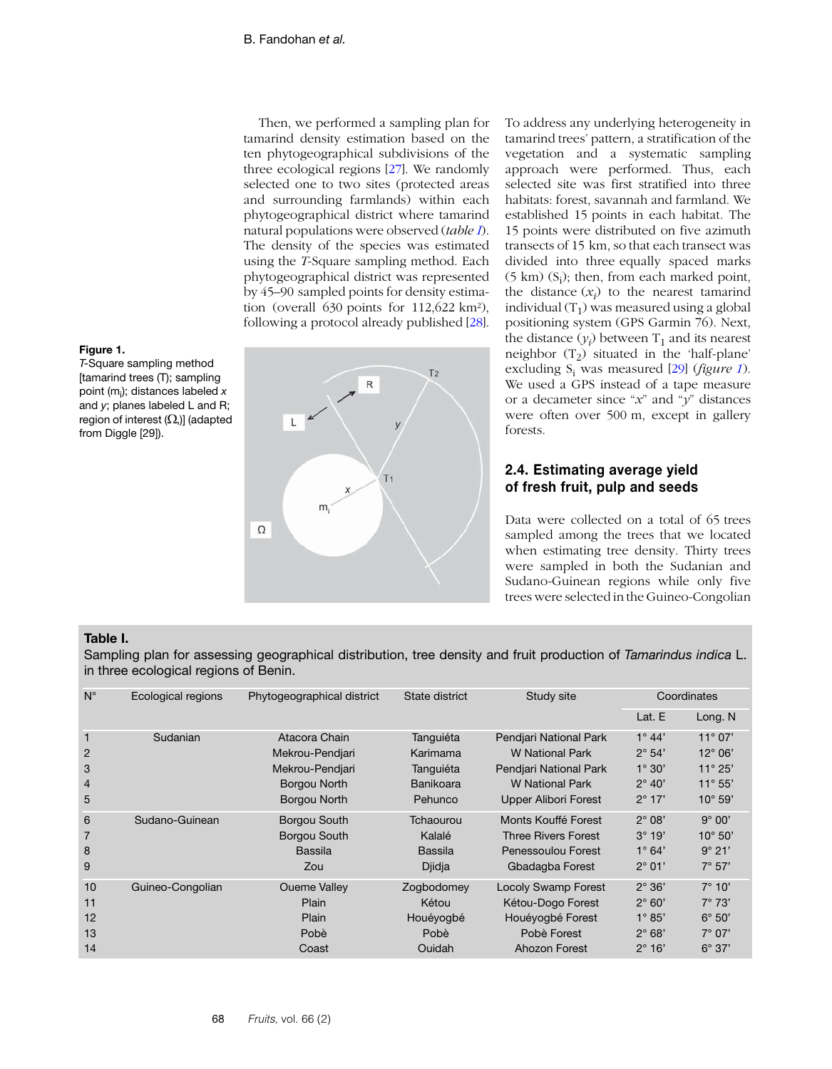Then, we performed a sampling plan for tamarind density estimation based on the ten phytogeographical subdivisions of the three ecological regions [27]. We randomly selected one to two sites (protected areas and surrounding farmlands) within each phytogeographical district where tamarind natural populations were observed (*table I*). The density of the species was estimated using the *T*-Square sampling method. Each phytogeographical district was represented by 45–90 sampled points for density estimation (overall 630 points for 112,622 km²), following a protocol already published [28].

**Figure 1.**
*T*-Square sampling method [tamarind trees (T); sampling point ($m_i$); distances labeled *x* and *y*; planes labeled L and R; region of interest ($\Omega$,)] (adapted from Diggle [29]).

To address any underlying heterogeneity in tamarind trees' pattern, a stratification of the vegetation and a systematic sampling approach were performed. Thus, each selected site was first stratified into three habitats: forest, savannah and farmland. We established 15 points in each habitat. The 15 points were distributed on five azimuth transects of 15 km, so that each transect was divided into three equally spaced marks (5 km) ($S_i$); then, from each marked point, the distance ($x_i$) to the nearest tamarind individual ($T_1$) was measured using a global positioning system (GPS Garmin 76). Next, the distance ($y_i$) between $T_1$ and its nearest neighbor ($T_2$) situated in the 'half-plane' excluding $S_i$ was measured [29] (*figure 1*). We used a GPS instead of a tape measure or a decameter since "*x*" and "*y*" distances were often over 500 m, except in gallery forests.

## 2.4. Estimating average yield of fresh fruit, pulp and seeds

Data were collected on a total of 65 trees sampled among the trees that we located when estimating tree density. Thirty trees were sampled in both the Sudanian and Sudano-Guinean regions while only five trees were selected in the Guineo-Congolian

**Table I.**
Sampling plan for assessing geographical distribution, tree density and fruit production of *Tamarindus indica* L. in three ecological regions of Benin.

| N° | Ecological regions | Phytogeographical district | State district | Study site | Coordinates | |
|---|---|---|---|---|---|---|
| | | | | | Lat. E | Long. N |
| 1 | Sudanian | Atacora Chain | Tanguiéta | Pendjari National Park | 1° 44' | 11° 07' |
| 2 | | Mekrou-Pendjari | Karimama | W National Park | 2° 54' | 12° 06' |
| 3 | | Mekrou-Pendjari | Tanguiéta | Pendjari National Park | 1° 30' | 11° 25' |
| 4 | | Borgou North | Banikoara | W National Park | 2° 40' | 11° 55' |
| 5 | | Borgou North | Pehunco | Upper Alibori Forest | 2° 17' | 10° 59' |
| 6 | Sudano-Guinean | Borgou South | Tchaourou | Monts Kouffé Forest | 2° 08' | 9° 00' |
| 7 | | Borgou South | Kalalé | Three Rivers Forest | 3° 19' | 10° 50' |
| 8 | | Bassila | Bassila | Penessoulou Forest | 1° 64' | 9° 21' |
| 9 | | Zou | Djidja | Gbadagba Forest | 2° 01' | 7° 57' |
| 10 | Guineo-Congolian | Oueme Valley | Zogbodomey | Locoly Swamp Forest | 2° 36' | 7° 10' |
| 11 | | Plain | Kétou | Kétou-Dogo Forest | 2° 60' | 7° 73' |
| 12 | | Plain | Houéyogbé | Houéyogbé Forest | 1° 85' | 6° 50' |
| 13 | | Pobè | Pobè | Pobè Forest | 2° 68' | 7° 07' |
| 14 | | Coast | Ouidah | Ahozon Forest | 2° 16' | 6° 37' |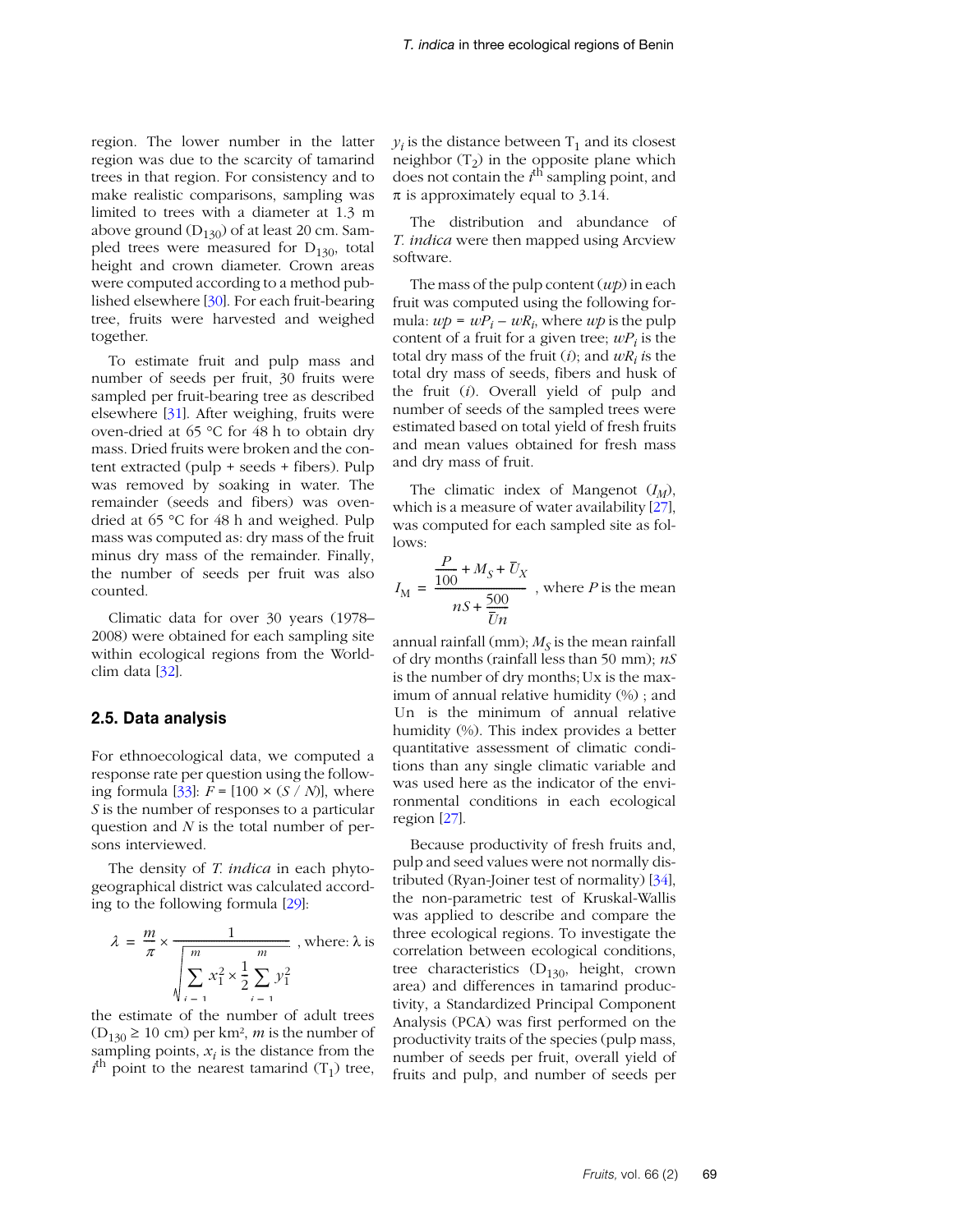region. The lower number in the latter region was due to the scarcity of tamarind trees in that region. For consistency and to make realistic comparisons, sampling was limited to trees with a diameter at 1.3 m above ground ($D_{130}$) of at least 20 cm. Sampled trees were measured for $D_{130}$, total height and crown diameter. Crown areas were computed according to a method published elsewhere [30]. For each fruit-bearing tree, fruits were harvested and weighed together.

To estimate fruit and pulp mass and number of seeds per fruit, 30 fruits were sampled per fruit-bearing tree as described elsewhere [31]. After weighing, fruits were oven-dried at 65 °C for 48 h to obtain dry mass. Dried fruits were broken and the content extracted (pulp + seeds + fibers). Pulp was removed by soaking in water. The remainder (seeds and fibers) was oven-dried at 65 °C for 48 h and weighed. Pulp mass was computed as: dry mass of the fruit minus dry mass of the remainder. Finally, the number of seeds per fruit was also counted.

Climatic data for over 30 years (1978–2008) were obtained for each sampling site within ecological regions from the Worldclim data [32].

## 2.5. Data analysis

For ethnoecological data, we computed a response rate per question using the following formula [33]: $F = [100 \times (S / N)]$, where $S$ is the number of responses to a particular question and $N$ is the total number of persons interviewed.

The density of *T. indica* in each phytogeographical district was calculated according to the following formula [29]:

$$\lambda = \frac{m}{\pi} \times \frac{1}{\sqrt{\sum_{i=1}^{m} x_1^2 \times \frac{1}{2} \sum_{i=1}^{m} y_1^2}}$$

where: $\lambda$ is the estimate of the number of adult trees ($D_{130} \geq 10$ cm) per km², $m$ is the number of sampling points, $x_i$ is the distance from the $i^{th}$ point to the nearest tamarind ($T_1$) tree, $y_i$ is the distance between $T_1$ and its closest neighbor ($T_2$) in the opposite plane which does not contain the $i^{th}$ sampling point, and $\pi$ is approximately equal to 3.14.

The distribution and abundance of *T. indica* were then mapped using Arcview software.

The mass of the pulp content ($wp$) in each fruit was computed using the following formula: $wp = wP_i - wR_i$, where $wp$ is the pulp content of a fruit for a given tree; $wP_i$ is the total dry mass of the fruit ($i$); and $wR_i$ is the total dry mass of seeds, fibers and husk of the fruit ($i$). Overall yield of pulp and number of seeds of the sampled trees were estimated based on total yield of fresh fruits and mean values obtained for fresh mass and dry mass of fruit.

The climatic index of Mangenot ($I_M$), which is a measure of water availability [27], was computed for each sampled site as follows:

$$I_M = \frac{\frac{P}{100} + M_S + \bar{U}_X}{nS + \frac{500}{\bar{U}n}}$$

where $P$ is the mean annual rainfall (mm); $M_S$ is the mean rainfall of dry months (rainfall less than 50 mm); $nS$ is the number of dry months; Ux is the maximum of annual relative humidity (%) ; and Un is the minimum of annual relative humidity (%). This index provides a better quantitative assessment of climatic conditions than any single climatic variable and was used here as the indicator of the environmental conditions in each ecological region [27].

Because productivity of fresh fruits and, pulp and seed values were not normally distributed (Ryan-Joiner test of normality) [34], the non-parametric test of Kruskal-Wallis was applied to describe and compare the three ecological regions. To investigate the correlation between ecological conditions, tree characteristics ($D_{130}$, height, crown area) and differences in tamarind productivity, a Standardized Principal Component Analysis (PCA) was first performed on the productivity traits of the species (pulp mass, number of seeds per fruit, overall yield of fruits and pulp, and number of seeds per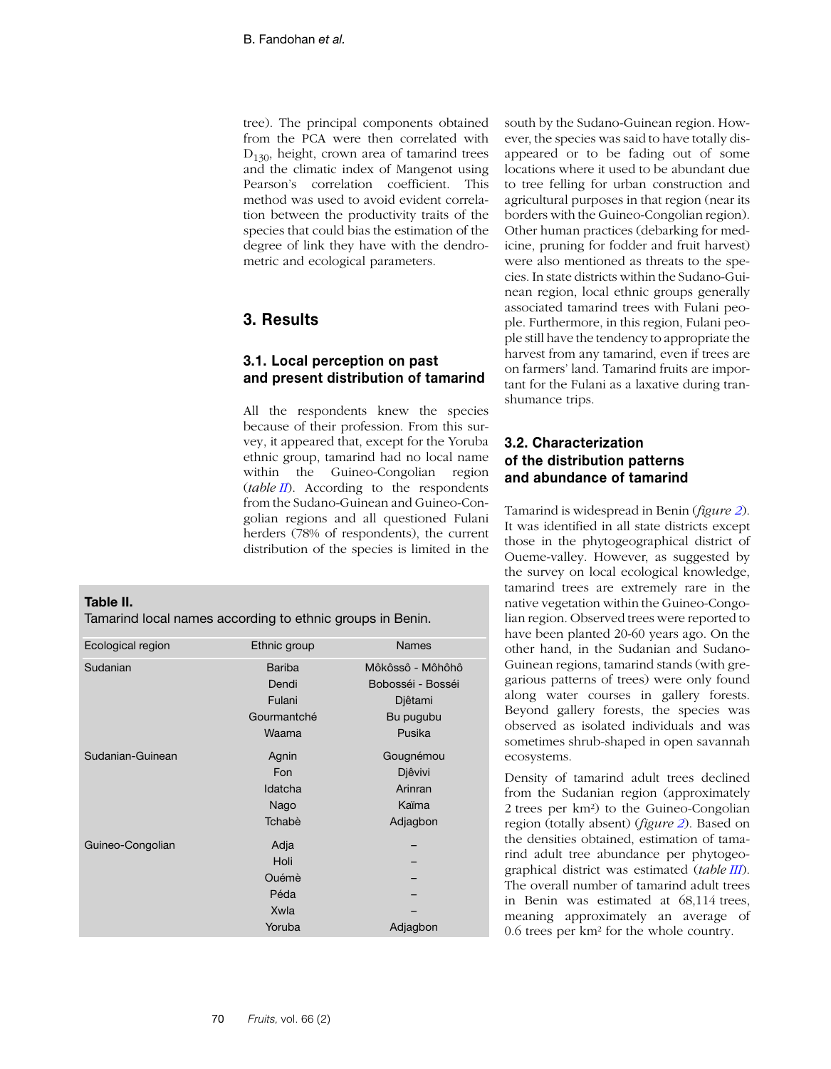tree). The principal components obtained from the PCA were then correlated with $D_{130}$, height, crown area of tamarind trees and the climatic index of Mangenot using Pearson's correlation coefficient. This method was used to avoid evident correlation between the productivity traits of the species that could bias the estimation of the degree of link they have with the dendrometric and ecological parameters.

## 3. Results

### 3.1. Local perception on past and present distribution of tamarind

All the respondents knew the species because of their profession. From this survey, it appeared that, except for the Yoruba ethnic group, tamarind had no local name within the Guineo-Congolian region (*table II*). According to the respondents from the Sudano-Guinean and Guineo-Congolian regions and all questioned Fulani herders (78% of respondents), the current distribution of the species is limited in the south by the Sudano-Guinean region. However, the species was said to have totally disappeared or to be fading out of some locations where it used to be abundant due to tree felling for urban construction and agricultural purposes in that region (near its borders with the Guineo-Congolian region). Other human practices (debarking for medicine, pruning for fodder and fruit harvest) were also mentioned as threats to the species. In state districts within the Sudano-Guinean region, local ethnic groups generally associated tamarind trees with Fulani people. Furthermore, in this region, Fulani people still have the tendency to appropriate the harvest from any tamarind, even if trees are on farmers' land. Tamarind fruits are important for the Fulani as a laxative during transhumance trips.

**Table II.**
Tamarind local names according to ethnic groups in Benin.

| Ecological region | Ethnic group | Names |
|---|---|---|
| Sudanian | Bariba | Môkôssô - Môhôhô |
| | Dendi | Bobosséi - Bosséi |
| | Fulani | Djêtami |
| | Gourmantché | Bu pugubu |
| | Waama | Pusika |
| Sudanian-Guinean | Agnin | Gougnémou |
| | Fon | Djêvivi |
| | Idatcha | Arinran |
| | Nago | Kaïma |
| | Tchabè | Adjagbon |
| Guineo-Congolian | Adja | – |
| | Holi | – |
| | Ouémè | – |
| | Péda | – |
| | Xwla | – |
| | Yoruba | Adjagbon |

### 3.2. Characterization of the distribution patterns and abundance of tamarind

Tamarind is widespread in Benin (*figure 2*). It was identified in all state districts except those in the phytogeographical district of Oueme-valley. However, as suggested by the survey on local ecological knowledge, tamarind trees are extremely rare in the native vegetation within the Guineo-Congolian region. Observed trees were reported to have been planted 20-60 years ago. On the other hand, in the Sudanian and Sudano-Guinean regions, tamarind stands (with gregarious patterns of trees) were only found along water courses in gallery forests. Beyond gallery forests, the species was observed as isolated individuals and was sometimes shrub-shaped in open savannah ecosystems.

Density of tamarind adult trees declined from the Sudanian region (approximately 2 trees per km²) to the Guineo-Congolian region (totally absent) (*figure 2*). Based on the densities obtained, estimation of tamarind adult tree abundance per phytogeographical district was estimated (*table III*). The overall number of tamarind adult trees in Benin was estimated at 68,114 trees, meaning approximately an average of 0.6 trees per km² for the whole country.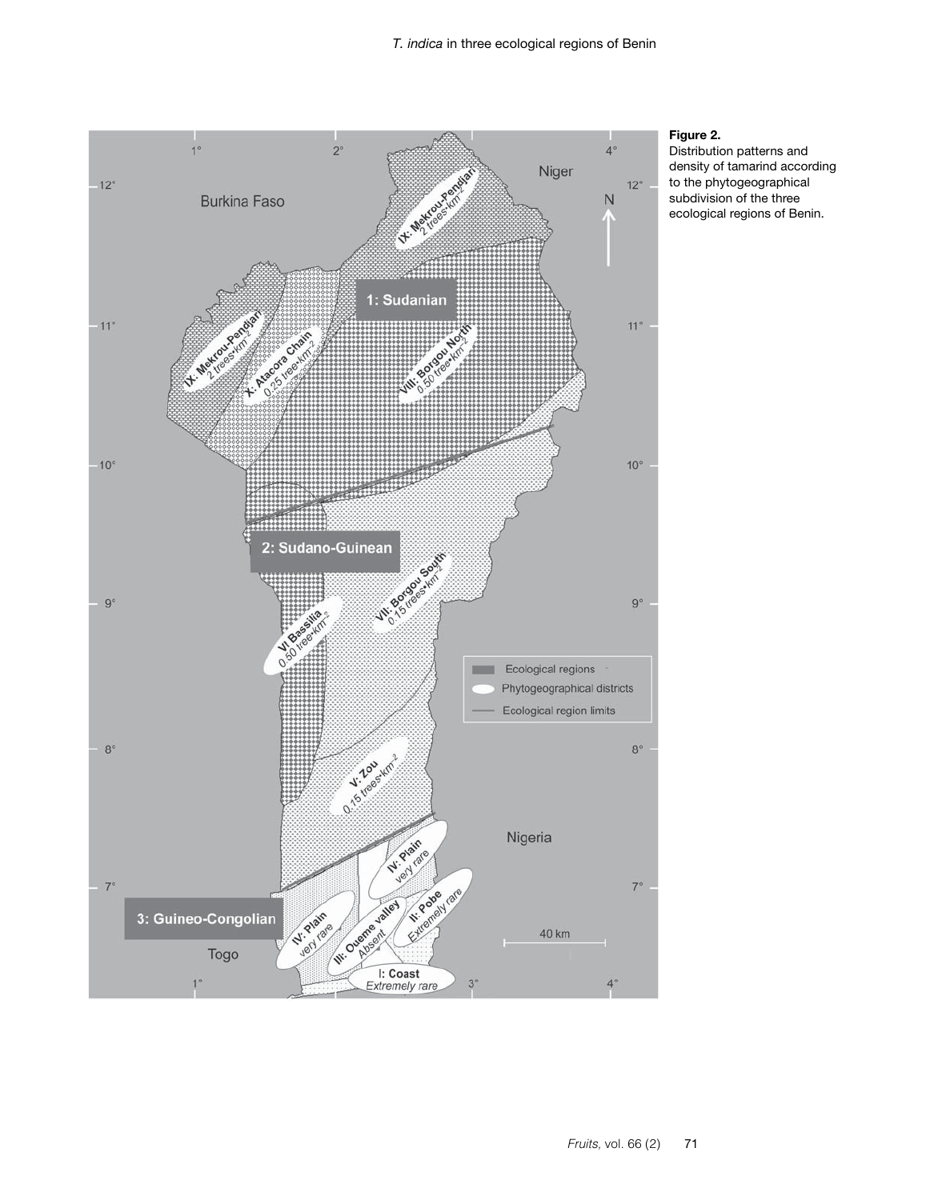**Figure 2.**
Distribution patterns and density of tamarind according to the phytogeographical subdivision of the three ecological regions of Benin.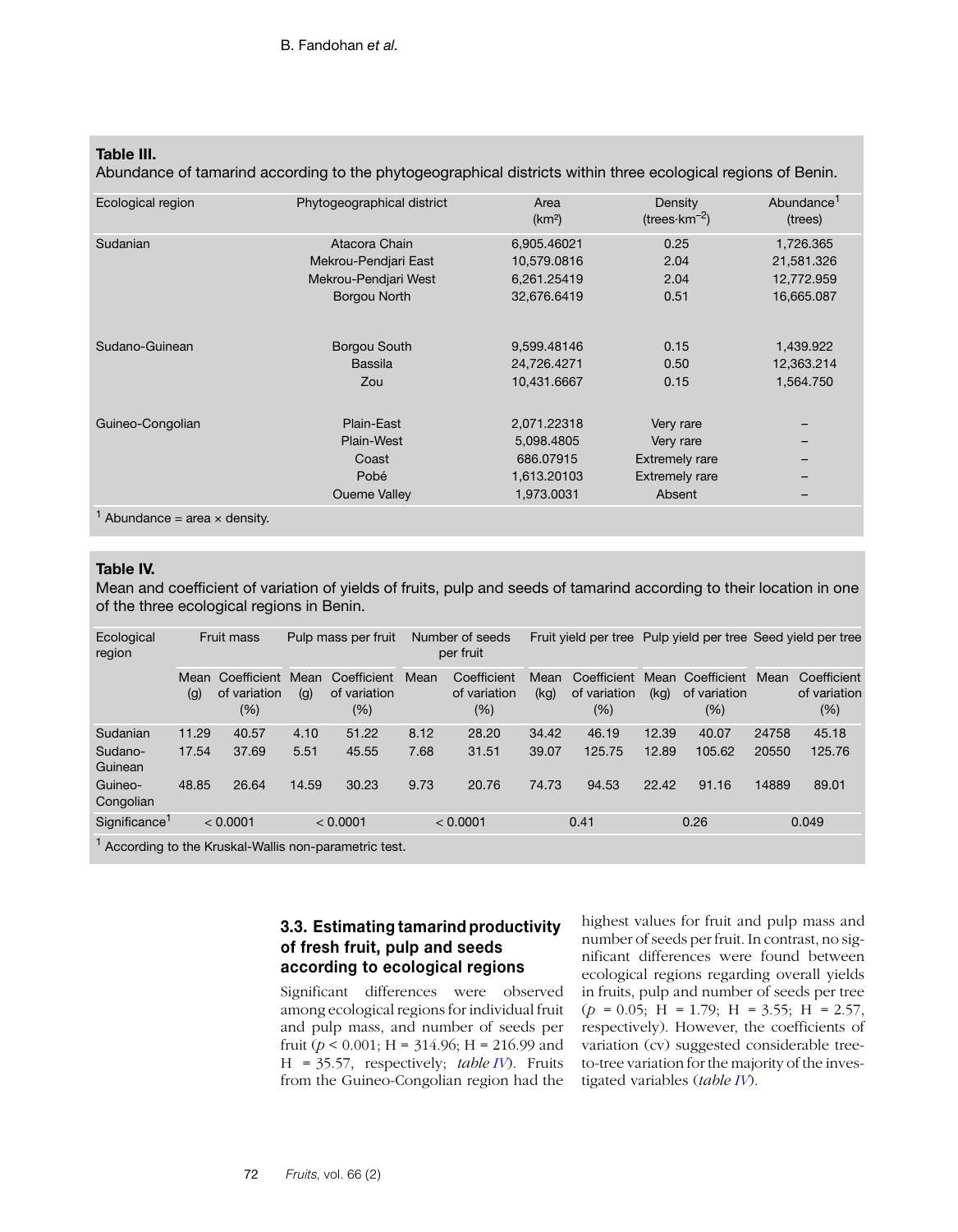**Table III.**
Abundance of tamarind according to the phytogeographical districts within three ecological regions of Benin.

| Ecological region | Phytogeographical district | Area ($km^2$) | Density ($trees \cdot km^{-2}$) | Abundance[1] (trees) |
|---|---|---|---|---|
| Sudanian | Atacora Chain | 6,905.46021 | 0.25 | 1,726.365 |
| | Mekrou-Pendjari East | 10,579.0816 | 2.04 | 21,581.326 |
| | Mekrou-Pendjari West | 6,261.25419 | 2.04 | 12,772.959 |
| | Borgou North | 32,676.6419 | 0.51 | 16,665.087 |
| Sudano-Guinean | Borgou South | 9,599.48146 | 0.15 | 1,439.922 |
| | Bassila | 24,726.4271 | 0.50 | 12,363.214 |
| | Zou | 10,431.6667 | 0.15 | 1,564.750 |
| Guineo-Congolian | Plain-East | 2,071.22318 | Very rare | – |
| | Plain-West | 5,098.4805 | Very rare | – |
| | Coast | 686.07915 | Extremely rare | – |
| | Pobé | 1,613.20103 | Extremely rare | – |
| | Oueme Valley | 1,973.0031 | Absent | – |

[1] Abundance = area × density.

**Table IV.**
Mean and coefficient of variation of yields of fruits, pulp and seeds of tamarind according to their location in one of the three ecological regions in Benin.

| Ecological region | Fruit mass | | Pulp mass per fruit | | Number of seeds per fruit | | Fruit yield per tree | | Pulp yield per tree | | Seed yield per tree | |
|---|---|---|---|---|---|---|---|---|---|---|---|---|
| | Mean (g) | Coefficient of variation (%) | Mean (g) | Coefficient of variation (%) | Mean | Coefficient of variation (%) | Mean (kg) | Coefficient of variation (%) | Mean (kg) | Coefficient of variation (%) | Mean | Coefficient of variation (%) |
| Sudanian | 11.29 | 40.57 | 4.10 | 51.22 | 8.12 | 28.20 | 34.42 | 46.19 | 12.39 | 40.07 | 24758 | 45.18 |
| Sudano-Guinean | 17.54 | 37.69 | 5.51 | 45.55 | 7.68 | 31.51 | 39.07 | 125.75 | 12.89 | 105.62 | 20550 | 125.76 |
| Guineo-Congolian | 48.85 | 26.64 | 14.59 | 30.23 | 9.73 | 20.76 | 74.73 | 94.53 | 22.42 | 91.16 | 14889 | 89.01 |
| Significance[1] | < 0.0001 | | < 0.0001 | | < 0.0001 | | 0.41 | | 0.26 | | 0.049 | |

[1] According to the Kruskal-Wallis non-parametric test.

### 3.3. Estimating tamarind productivity of fresh fruit, pulp and seeds according to ecological regions

Significant differences were observed among ecological regions for individual fruit and pulp mass, and number of seeds per fruit ($p < 0.001$; H = 314.96; H = 216.99 and H = 35.57, respectively; *table IV*). Fruits from the Guineo-Congolian region had the highest values for fruit and pulp mass and number of seeds per fruit. In contrast, no significant differences were found between ecological regions regarding overall yields in fruits, pulp and number of seeds per tree ($p$ = 0.05; H = 1.79; H = 3.55; H = 2.57, respectively). However, the coefficients of variation (cv) suggested considerable tree-to-tree variation for the majority of the investigated variables (*table IV*).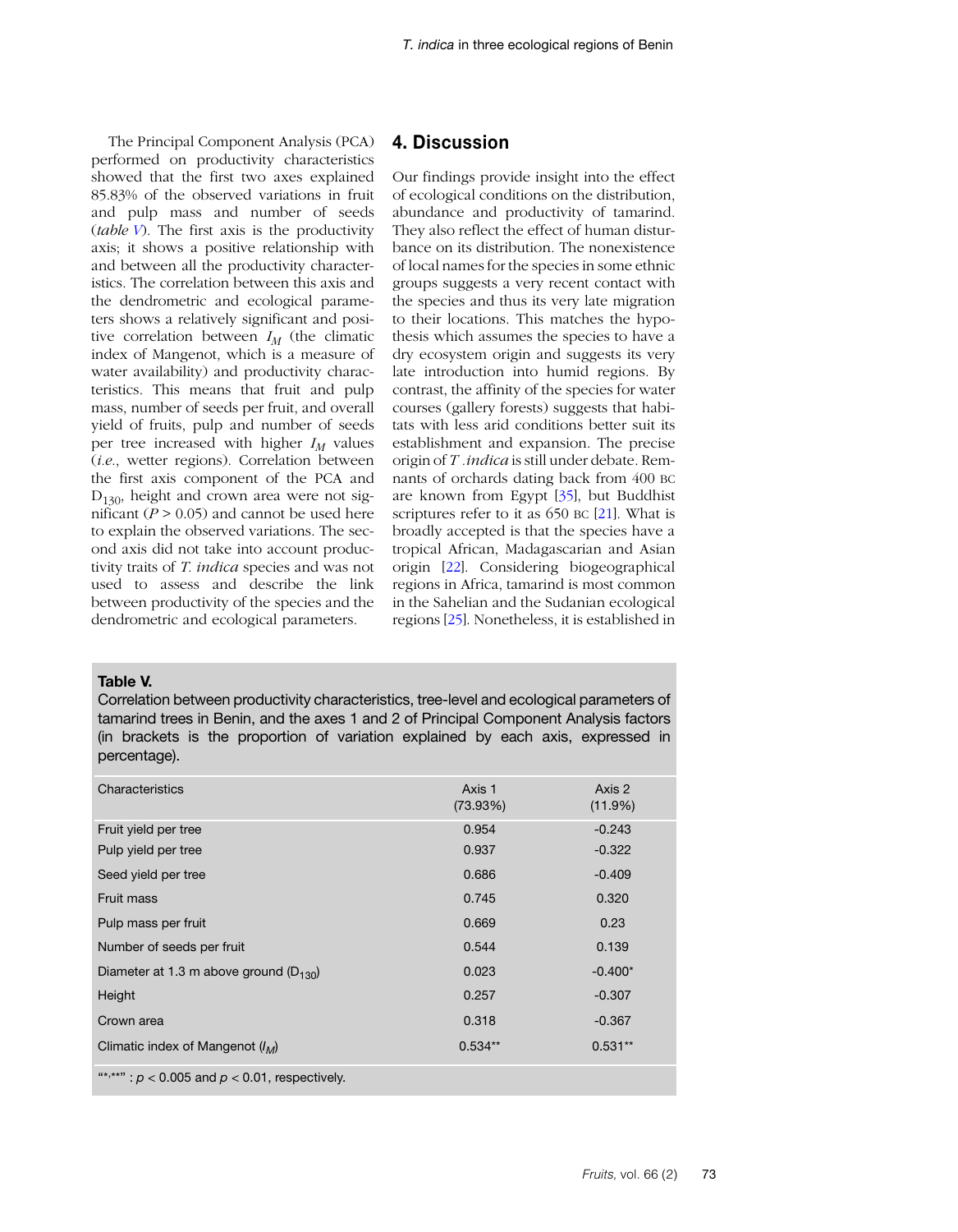The Principal Component Analysis (PCA) performed on productivity characteristics showed that the first two axes explained 85.83% of the observed variations in fruit and pulp mass and number of seeds (*table V*). The first axis is the productivity axis; it shows a positive relationship with and between all the productivity characteristics. The correlation between this axis and the dendrometric and ecological parameters shows a relatively significant and positive correlation between $I_M$ (the climatic index of Mangenot, which is a measure of water availability) and productivity characteristics. This means that fruit and pulp mass, number of seeds per fruit, and overall yield of fruits, pulp and number of seeds per tree increased with higher $I_M$ values (*i.e.*, wetter regions). Correlation between the first axis component of the PCA and $D_{130}$, height and crown area were not significant ($P > 0.05$) and cannot be used here to explain the observed variations. The second axis did not take into account productivity traits of *T. indica* species and was not used to assess and describe the link between productivity of the species and the dendrometric and ecological parameters.

## 4. Discussion

Our findings provide insight into the effect of ecological conditions on the distribution, abundance and productivity of tamarind. They also reflect the effect of human disturbance on its distribution. The nonexistence of local names for the species in some ethnic groups suggests a very recent contact with the species and thus its very late migration to their locations. This matches the hypothesis which assumes the species to have a dry ecosystem origin and suggests its very late introduction into humid regions. By contrast, the affinity of the species for water courses (gallery forests) suggests that habitats with less arid conditions better suit its establishment and expansion. The precise origin of *T .indica* is still under debate. Remnants of orchards dating back from 400 BC are known from Egypt [35], but Buddhist scriptures refer to it as 650 BC [21]. What is broadly accepted is that the species have a tropical African, Madagascarian and Asian origin [22]. Considering biogeographical regions in Africa, tamarind is most common in the Sahelian and the Sudanian ecological regions [25]. Nonetheless, it is established in

**Table V.**
Correlation between productivity characteristics, tree-level and ecological parameters of tamarind trees in Benin, and the axes 1 and 2 of Principal Component Analysis factors (in brackets is the proportion of variation explained by each axis, expressed in percentage).

| Characteristics | Axis 1 (73.93%) | Axis 2 (11.9%) |
|---|---|---|
| Fruit yield per tree | 0.954 | -0.243 |
| Pulp yield per tree | 0.937 | -0.322 |
| Seed yield per tree | 0.686 | -0.409 |
| Fruit mass | 0.745 | 0.320 |
| Pulp mass per fruit | 0.669 | 0.23 |
| Number of seeds per fruit | 0.544 | 0.139 |
| Diameter at 1.3 m above ground ($D_{130}$) | 0.023 | -0.400* |
| Height | 0.257 | -0.307 |
| Crown area | 0.318 | -0.367 |
| Climatic index of Mangenot ($I_M$) | 0.534** | 0.531** |

"*,**" : $p < 0.005$ and $p < 0.01$, respectively.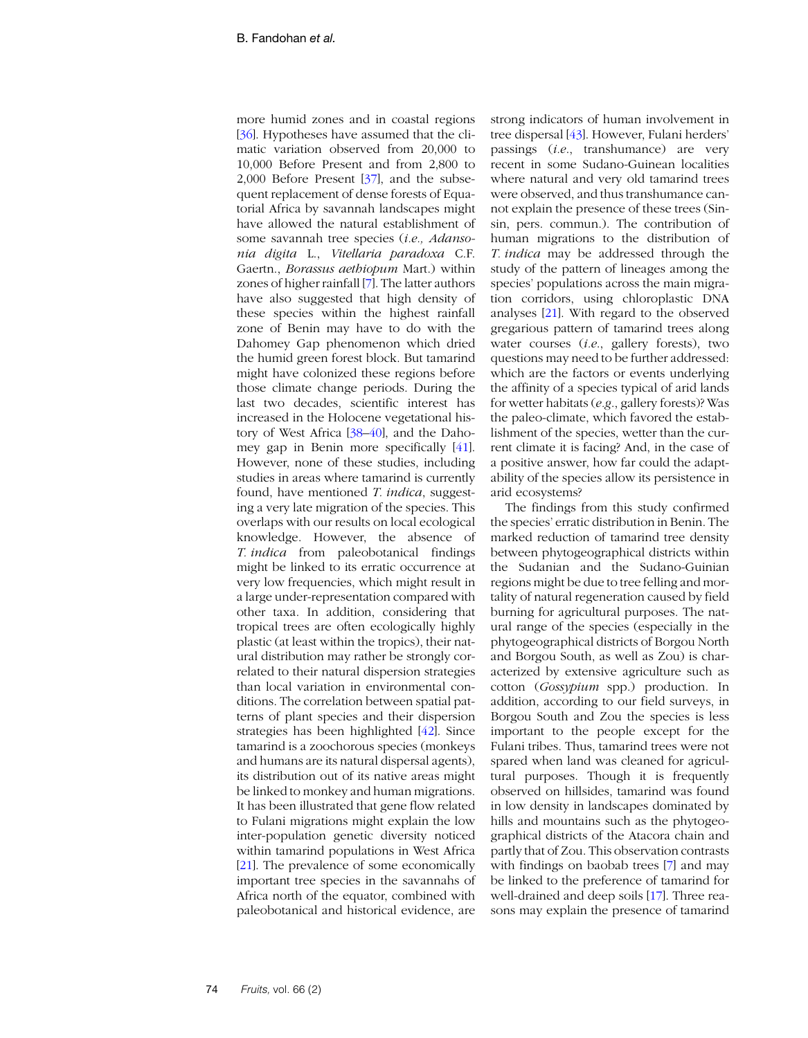more humid zones and in coastal regions [36]. Hypotheses have assumed that the climatic variation observed from 20,000 to 10,000 Before Present and from 2,800 to 2,000 Before Present [37], and the subsequent replacement of dense forests of Equatorial Africa by savannah landscapes might have allowed the natural establishment of some savannah tree species (*i.e., Adansonia digita* L., *Vitellaria paradoxa* C.F. Gaertn., *Borassus aethiopum* Mart.) within zones of higher rainfall [7]. The latter authors have also suggested that high density of these species within the highest rainfall zone of Benin may have to do with the Dahomey Gap phenomenon which dried the humid green forest block. But tamarind might have colonized these regions before those climate change periods. During the last two decades, scientific interest has increased in the Holocene vegetational history of West Africa [38–40], and the Dahomey gap in Benin more specifically [41]. However, none of these studies, including studies in areas where tamarind is currently found, have mentioned *T. indica*, suggesting a very late migration of the species. This overlaps with our results on local ecological knowledge. However, the absence of *T. indica* from paleobotanical findings might be linked to its erratic occurrence at very low frequencies, which might result in a large under-representation compared with other taxa. In addition, considering that tropical trees are often ecologically highly plastic (at least within the tropics), their natural distribution may rather be strongly correlated to their natural dispersion strategies than local variation in environmental conditions. The correlation between spatial patterns of plant species and their dispersion strategies has been highlighted [42]. Since tamarind is a zoochorous species (monkeys and humans are its natural dispersal agents), its distribution out of its native areas might be linked to monkey and human migrations. It has been illustrated that gene flow related to Fulani migrations might explain the low inter-population genetic diversity noticed within tamarind populations in West Africa [21]. The prevalence of some economically important tree species in the savannahs of Africa north of the equator, combined with paleobotanical and historical evidence, are strong indicators of human involvement in tree dispersal [43]. However, Fulani herders' passings (*i.e.*, transhumance) are very recent in some Sudano-Guinean localities where natural and very old tamarind trees were observed, and thus transhumance cannot explain the presence of these trees (Sinsin, pers. commun.). The contribution of human migrations to the distribution of *T. indica* may be addressed through the study of the pattern of lineages among the species' populations across the main migration corridors, using chloroplastic DNA analyses [21]. With regard to the observed gregarious pattern of tamarind trees along water courses (*i.e.*, gallery forests), two questions may need to be further addressed: which are the factors or events underlying the affinity of a species typical of arid lands for wetter habitats (*e.g.*, gallery forests)? Was the paleo-climate, which favored the establishment of the species, wetter than the current climate it is facing? And, in the case of a positive answer, how far could the adaptability of the species allow its persistence in arid ecosystems?

The findings from this study confirmed the species' erratic distribution in Benin. The marked reduction of tamarind tree density between phytogeographical districts within the Sudanian and the Sudano-Guinian regions might be due to tree felling and mortality of natural regeneration caused by field burning for agricultural purposes. The natural range of the species (especially in the phytogeographical districts of Borgou North and Borgou South, as well as Zou) is characterized by extensive agriculture such as cotton (*Gossypium* spp.) production. In addition, according to our field surveys, in Borgou South and Zou the species is less important to the people except for the Fulani tribes. Thus, tamarind trees were not spared when land was cleaned for agricultural purposes. Though it is frequently observed on hillsides, tamarind was found in low density in landscapes dominated by hills and mountains such as the phytogeographical districts of the Atacora chain and partly that of Zou. This observation contrasts with findings on baobab trees [7] and may be linked to the preference of tamarind for well-drained and deep soils [17]. Three reasons may explain the presence of tamarind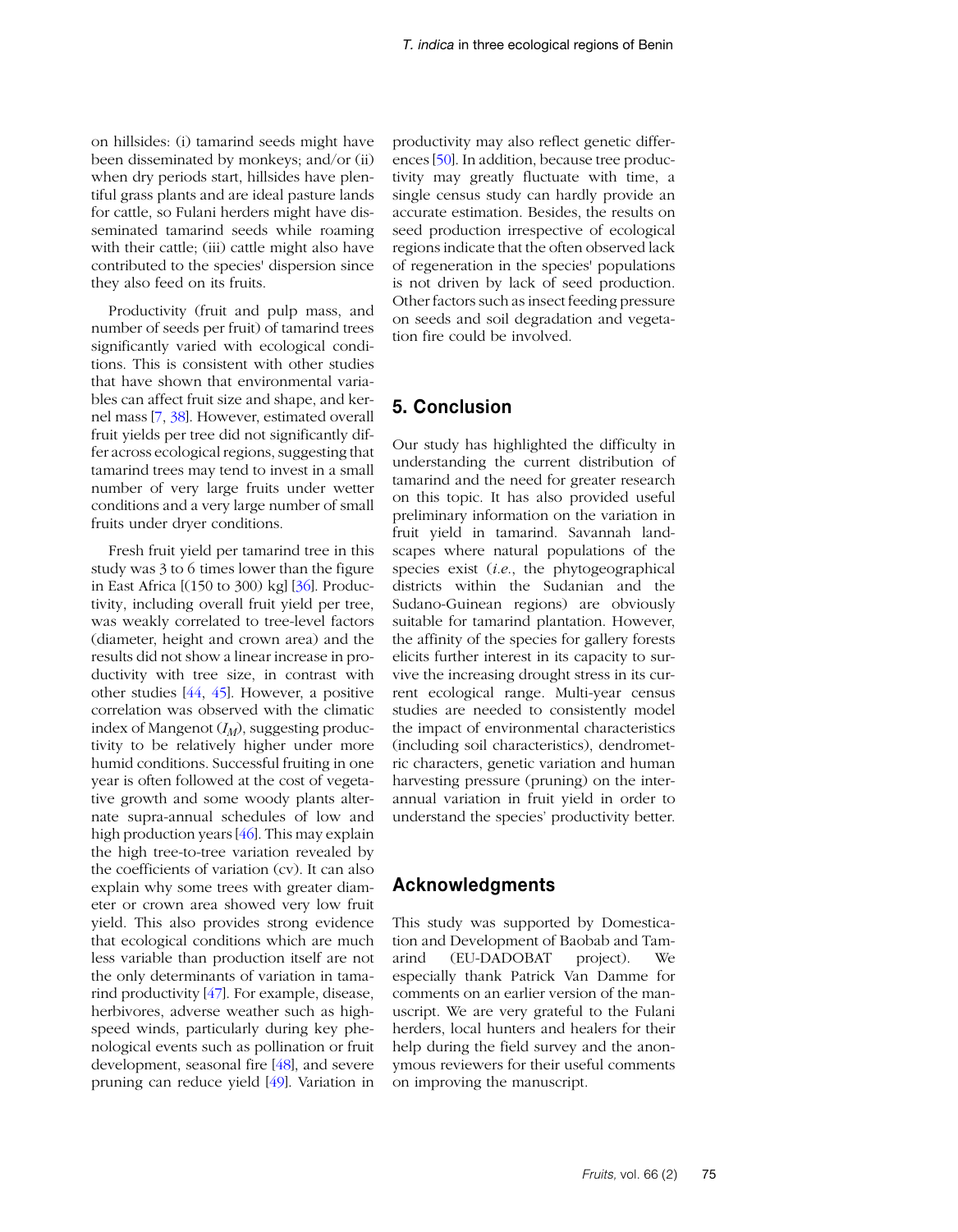on hillsides: (i) tamarind seeds might have been disseminated by monkeys; and/or (ii) when dry periods start, hillsides have plentiful grass plants and are ideal pasture lands for cattle, so Fulani herders might have disseminated tamarind seeds while roaming with their cattle; (iii) cattle might also have contributed to the species' dispersion since they also feed on its fruits.

Productivity (fruit and pulp mass, and number of seeds per fruit) of tamarind trees significantly varied with ecological conditions. This is consistent with other studies that have shown that environmental variables can affect fruit size and shape, and kernel mass [7, 38]. However, estimated overall fruit yields per tree did not significantly differ across ecological regions, suggesting that tamarind trees may tend to invest in a small number of very large fruits under wetter conditions and a very large number of small fruits under dryer conditions.

Fresh fruit yield per tamarind tree in this study was 3 to 6 times lower than the figure in East Africa [(150 to 300) kg] [36]. Productivity, including overall fruit yield per tree, was weakly correlated to tree-level factors (diameter, height and crown area) and the results did not show a linear increase in productivity with tree size, in contrast with other studies [44, 45]. However, a positive correlation was observed with the climatic index of Mangenot ($I_M$), suggesting productivity to be relatively higher under more humid conditions. Successful fruiting in one year is often followed at the cost of vegetative growth and some woody plants alternate supra-annual schedules of low and high production years [46]. This may explain the high tree-to-tree variation revealed by the coefficients of variation (cv). It can also explain why some trees with greater diameter or crown area showed very low fruit yield. This also provides strong evidence that ecological conditions which are much less variable than production itself are not the only determinants of variation in tamarind productivity [47]. For example, disease, herbivores, adverse weather such as high-speed winds, particularly during key phenological events such as pollination or fruit development, seasonal fire [48], and severe pruning can reduce yield [49]. Variation in productivity may also reflect genetic differences [50]. In addition, because tree productivity may greatly fluctuate with time, a single census study can hardly provide an accurate estimation. Besides, the results on seed production irrespective of ecological regions indicate that the often observed lack of regeneration in the species' populations is not driven by lack of seed production. Other factors such as insect feeding pressure on seeds and soil degradation and vegetation fire could be involved.

## 5. Conclusion

Our study has highlighted the difficulty in understanding the current distribution of tamarind and the need for greater research on this topic. It has also provided useful preliminary information on the variation in fruit yield in tamarind. Savannah landscapes where natural populations of the species exist (*i.e.*, the phytogeographical districts within the Sudanian and the Sudano-Guinean regions) are obviously suitable for tamarind plantation. However, the affinity of the species for gallery forests elicits further interest in its capacity to survive the increasing drought stress in its current ecological range. Multi-year census studies are needed to consistently model the impact of environmental characteristics (including soil characteristics), dendrometric characters, genetic variation and human harvesting pressure (pruning) on the inter-annual variation in fruit yield in order to understand the species' productivity better.

## Acknowledgments

This study was supported by Domestication and Development of Baobab and Tamarind (EU-DADOBAT project). We especially thank Patrick Van Damme for comments on an earlier version of the manuscript. We are very grateful to the Fulani herders, local hunters and healers for their help during the field survey and the anonymous reviewers for their useful comments on improving the manuscript.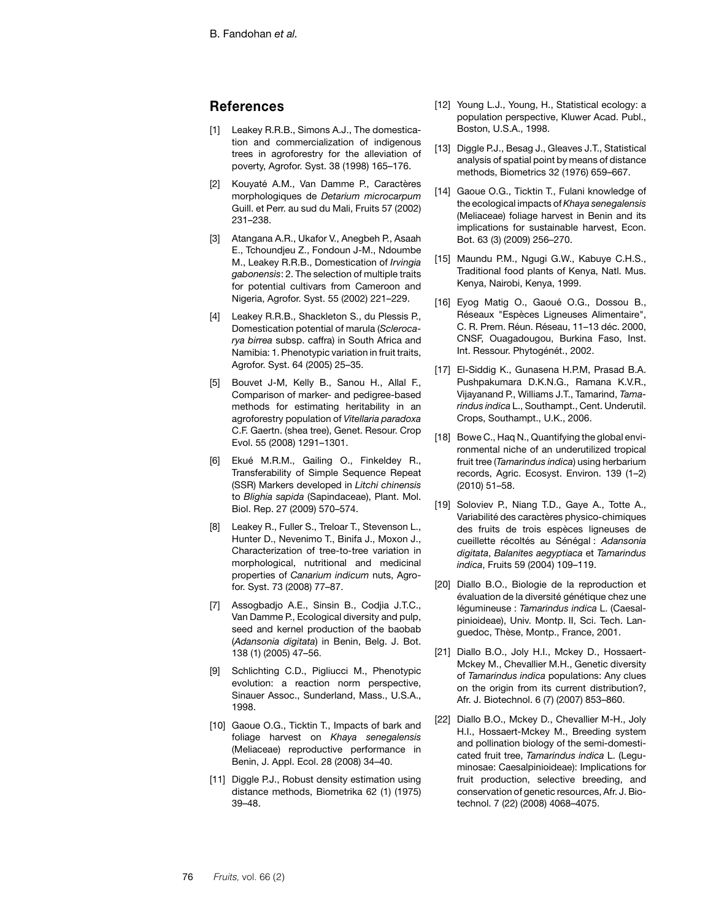## References

[1] Leakey R.R.B., Simons A.J., The domestication and commercialization of indigenous trees in agroforestry for the alleviation of poverty, Agrofor. Syst. 38 (1998) 165–176.

[2] Kouyaté A.M., Van Damme P., Caractères morphologiques de *Detarium microcarpum* Guill. et Perr. au sud du Mali, Fruits 57 (2002) 231–238.

[3] Atangana A.R., Ukafor V., Anegbeh P., Asaah E., Tchoundjeu Z., Fondoun J-M., Ndoumbe M., Leakey R.R.B., Domestication of *Irvingia gabonensis*: 2. The selection of multiple traits for potential cultivars from Cameroon and Nigeria, Agrofor. Syst. 55 (2002) 221–229.

[4] Leakey R.R.B., Shackleton S., du Plessis P., Domestication potential of marula (*Sclerocarya birrea* subsp. caffra) in South Africa and Namibia: 1. Phenotypic variation in fruit traits, Agrofor. Syst. 64 (2005) 25–35.

[5] Bouvet J-M, Kelly B., Sanou H., Allal F., Comparison of marker- and pedigree-based methods for estimating heritability in an agroforestry population of *Vitellaria paradoxa* C.F. Gaertn. (shea tree), Genet. Resour. Crop Evol. 55 (2008) 1291–1301.

[6] Ekué M.R.M., Gailing O., Finkeldey R., Transferability of Simple Sequence Repeat (SSR) Markers developed in *Litchi chinensis* to *Blighia sapida* (Sapindaceae), Plant. Mol. Biol. Rep. 27 (2009) 570–574.

[8] Leakey R., Fuller S., Treloar T., Stevenson L., Hunter D., Nevenimo T., Binifa J., Moxon J., Characterization of tree-to-tree variation in morphological, nutritional and medicinal properties of *Canarium indicum* nuts, Agrofor. Syst. 73 (2008) 77–87.

[7] Assogbadjo A.E., Sinsin B., Codjia J.T.C., Van Damme P., Ecological diversity and pulp, seed and kernel production of the baobab (*Adansonia digitata*) in Benin, Belg. J. Bot. 138 (1) (2005) 47–56.

[9] Schlichting C.D., Pigliucci M., Phenotypic evolution: a reaction norm perspective, Sinauer Assoc., Sunderland, Mass., U.S.A., 1998.

[10] Gaoue O.G., Ticktin T., Impacts of bark and foliage harvest on *Khaya senegalensis* (Meliaceae) reproductive performance in Benin, J. Appl. Ecol. 28 (2008) 34–40.

[11] Diggle P.J., Robust density estimation using distance methods, Biometrika 62 (1) (1975) 39–48.

[12] Young L.J., Young, H., Statistical ecology: a population perspective, Kluwer Acad. Publ., Boston, U.S.A., 1998.

[13] Diggle P.J., Besag J., Gleaves J.T., Statistical analysis of spatial point by means of distance methods, Biometrics 32 (1976) 659–667.

[14] Gaoue O.G., Ticktin T., Fulani knowledge of the ecological impacts of *Khaya senegalensis* (Meliaceae) foliage harvest in Benin and its implications for sustainable harvest, Econ. Bot. 63 (3) (2009) 256–270.

[15] Maundu P.M., Ngugi G.W., Kabuye C.H.S., Traditional food plants of Kenya, Natl. Mus. Kenya, Nairobi, Kenya, 1999.

[16] Eyog Matig O., Gaoué O.G., Dossou B., Réseaux "Espèces Ligneuses Alimentaire", C. R. Prem. Réun. Réseau, 11–13 déc. 2000, CNSF, Ouagadougou, Burkina Faso, Inst. Int. Ressour. Phytogénét., 2002.

[17] El-Siddig K., Gunasena H.P.M, Prasad B.A. Pushpakumara D.K.N.G., Ramana K.V.R., Vijayanand P., Williams J.T., Tamarind, *Tamarindus indica* L., Southampt., Cent. Underutil. Crops, Southampt., U.K., 2006.

[18] Bowe C., Haq N., Quantifying the global environmental niche of an underutilized tropical fruit tree (*Tamarindus indica*) using herbarium records, Agric. Ecosyst. Environ. 139 (1–2) (2010) 51–58.

[19] Soloviev P., Niang T.D., Gaye A., Totte A., Variabilité des caractères physico-chimiques des fruits de trois espèces ligneuses de cueillette récoltés au Sénégal : *Adansonia digitata*, *Balanites aegyptiaca* et *Tamarindus indica*, Fruits 59 (2004) 109–119.

[20] Diallo B.O., Biologie de la reproduction et évaluation de la diversité génétique chez une légumineuse : *Tamarindus indica* L. (Caesalpinioideae), Univ. Montp. II, Sci. Tech. Languedoc, Thèse, Montp., France, 2001.

[21] Diallo B.O., Joly H.I., Mckey D., Hossaert-Mckey M., Chevallier M.H., Genetic diversity of *Tamarindus indica* populations: Any clues on the origin from its current distribution?, Afr. J. Biotechnol. 6 (7) (2007) 853–860.

[22] Diallo B.O., Mckey D., Chevallier M-H., Joly H.I., Hossaert-Mckey M., Breeding system and pollination biology of the semi-domesticated fruit tree, *Tamarindus indica* L. (Leguminosae: Caesalpinioideae): Implications for fruit production, selective breeding, and conservation of genetic resources, Afr. J. Biotechnol. 7 (22) (2008) 4068–4075.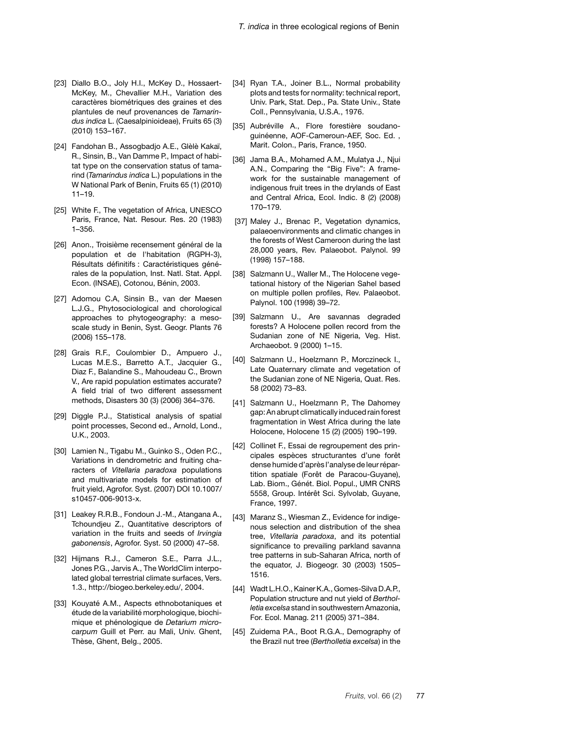[23] Diallo B.O., Joly H.I., McKey D., Hossaert-McKey, M., Chevallier M.H., Variation des caractères biométriques des graines et des plantules de neuf provenances de *Tamarindus indica* L. (Caesalpinioideae), Fruits 65 (3) (2010) 153–167.

[24] Fandohan B., Assogbadjo A.E., Glèlè Kakaï, R., Sinsin, B., Van Damme P., Impact of habitat type on the conservation status of tamarind (*Tamarindus indica* L.) populations in the W National Park of Benin, Fruits 65 (1) (2010) 11–19.

[25] White F., The vegetation of Africa, UNESCO Paris, France, Nat. Resour. Res. 20 (1983) 1–356.

[26] Anon., Troisième recensement général de la population et de l'habitation (RGPH-3), Résultats définitifs : Caractéristiques générales de la population, Inst. Natl. Stat. Appl. Econ. (INSAE), Cotonou, Bénin, 2003.

[27] Adomou C.A, Sinsin B., van der Maesen L.J.G., Phytosociological and chorological approaches to phytogeography: a meso-scale study in Benin, Syst. Geogr. Plants 76 (2006) 155–178.

[28] Grais R.F., Coulombier D., Ampuero J., Lucas M.E.S., Barretto A.T., Jacquier G., Diaz F., Balandine S., Mahoudeau C., Brown V., Are rapid population estimates accurate? A field trial of two different assessment methods, Disasters 30 (3) (2006) 364–376.

[29] Diggle P.J., Statistical analysis of spatial point processes, Second ed., Arnold, Lond., U.K., 2003.

[30] Lamien N., Tigabu M., Guinko S., Oden P.C., Variations in dendrometric and fruiting characters of *Vitellaria paradoxa* populations and multivariate models for estimation of fruit yield, Agrofor. Syst. (2007) DOI 10.1007/s10457-006-9013-x.

[31] Leakey R.R.B., Fondoun J.-M., Atangana A., Tchoundjeu Z., Quantitative descriptors of variation in the fruits and seeds of *Irvingia gabonensis*, Agrofor. Syst. 50 (2000) 47–58.

[32] Hijmans R.J., Cameron S.E., Parra J.L., Jones P.G., Jarvis A., The WorldClim interpolated global terrestrial climate surfaces, Vers. 1.3., http://biogeo.berkeley.edu/, 2004.

[33] Kouyaté A.M., Aspects ethnobotaniques et étude de la variabilité morphologique, biochimique et phénologique de *Detarium microcarpum* Guill et Perr. au Mali, Univ. Ghent, Thèse, Ghent, Belg., 2005.

[34] Ryan T.A., Joiner B.L., Normal probability plots and tests for normality: technical report, Univ. Park, Stat. Dep., Pa. State Univ., State Coll., Pennsylvania, U.S.A., 1976.

[35] Aubréville A., Flore forestière soudano-guinéenne, AOF-Cameroun-AEF, Soc. Ed. , Marit. Colon., Paris, France, 1950.

[36] Jama B.A., Mohamed A.M., Mulatya J., Njui A.N., Comparing the "Big Five": A framework for the sustainable management of indigenous fruit trees in the drylands of East and Central Africa, Ecol. Indic. 8 (2) (2008) 170–179.

[37] Maley J., Brenac P., Vegetation dynamics, palaeoenvironments and climatic changes in the forests of West Cameroon during the last 28,000 years, Rev. Palaeobot. Palynol. 99 (1998) 157–188.

[38] Salzmann U., Waller M., The Holocene vegetational history of the Nigerian Sahel based on multiple pollen profiles, Rev. Palaeobot. Palynol. 100 (1998) 39–72.

[39] Salzmann U., Are savannas degraded forests? A Holocene pollen record from the Sudanian zone of NE Nigeria, Veg. Hist. Archaeobot. 9 (2000) 1–15.

[40] Salzmann U., Hoelzmann P., Morczineck I., Late Quaternary climate and vegetation of the Sudanian zone of NE Nigeria, Quat. Res. 58 (2002) 73–83.

[41] Salzmann U., Hoelzmann P., The Dahomey gap: An abrupt climatically induced rain forest fragmentation in West Africa during the late Holocene, Holocene 15 (2) (2005) 190–199.

[42] Collinet F., Essai de regroupement des principales espèces structurantes d'une forêt dense humide d'après l'analyse de leur répartition spatiale (Forêt de Paracou-Guyane), Lab. Biom., Génét. Biol. Popul., UMR CNRS 5558, Group. Intérêt Sci. Sylvolab, Guyane, France, 1997.

[43] Maranz S., Wiesman Z., Evidence for indigenous selection and distribution of the shea tree, *Vitellaria paradoxa*, and its potential significance to prevailing parkland savanna tree patterns in sub-Saharan Africa, north of the equator, J. Biogeogr. 30 (2003) 1505–1516.

[44] Wadt L.H.O., Kainer K.A., Gomes-Silva D.A.P., Population structure and nut yield of *Bertholletia excelsa* stand in southwestern Amazonia, For. Ecol. Manag. 211 (2005) 371–384.

[45] Zuidema P.A., Boot R.G.A., Demography of the Brazil nut tree (*Bertholletia excelsa*) in the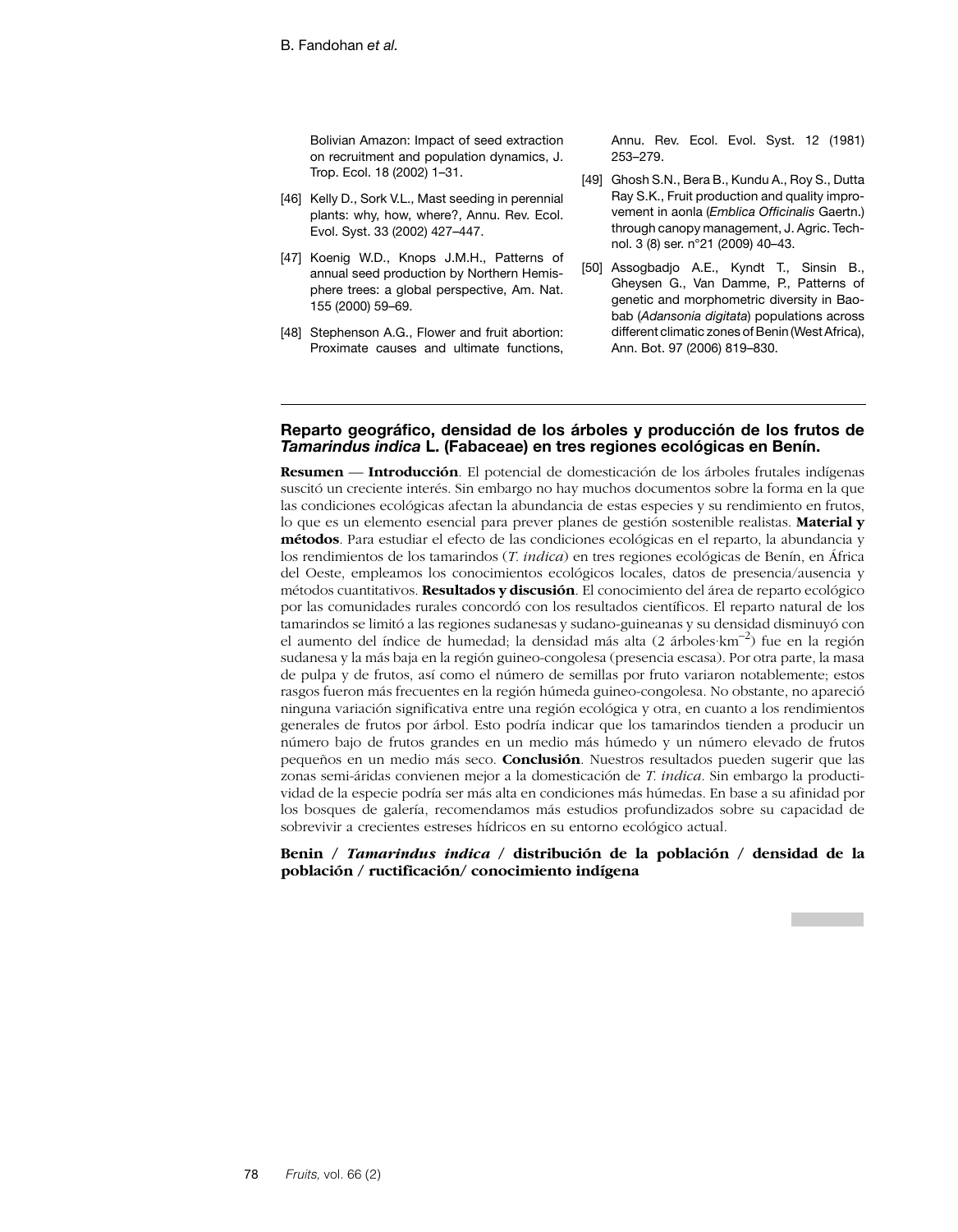Bolivian Amazon: Impact of seed extraction on recruitment and population dynamics, J. Trop. Ecol. 18 (2002) 1–31.

[46] Kelly D., Sork V.L., Mast seeding in perennial plants: why, how, where?, Annu. Rev. Ecol. Evol. Syst. 33 (2002) 427–447.

[47] Koenig W.D., Knops J.M.H., Patterns of annual seed production by Northern Hemisphere trees: a global perspective, Am. Nat. 155 (2000) 59–69.

[48] Stephenson A.G., Flower and fruit abortion: Proximate causes and ultimate functions, Annu. Rev. Ecol. Evol. Syst. 12 (1981) 253–279.

[49] Ghosh S.N., Bera B., Kundu A., Roy S., Dutta Ray S.K., Fruit production and quality improvement in aonla (*Emblica Officinalis* Gaertn.) through canopy management, J. Agric. Technol. 3 (8) ser. n°21 (2009) 40–43.

[50] Assogbadjo A.E., Kyndt T., Sinsin B., Gheysen G., Van Damme, P., Patterns of genetic and morphometric diversity in Baobab (*Adansonia digitata*) populations across different climatic zones of Benin (West Africa), Ann. Bot. 97 (2006) 819–830.

## Reparto geográfico, densidad de los árboles y producción de los frutos de *Tamarindus indica* L. (Fabaceae) en tres regiones ecológicas en Benín.

**Resumen** — **Introducción**. El potencial de domesticación de los árboles frutales indígenas suscitó un creciente interés. Sin embargo no hay muchos documentos sobre la forma en la que las condiciones ecológicas afectan la abundancia de estas especies y su rendimiento en frutos, lo que es un elemento esencial para prever planes de gestión sostenible realistas. **Material y métodos**. Para estudiar el efecto de las condiciones ecológicas en el reparto, la abundancia y los rendimientos de los tamarindos (*T. indica*) en tres regiones ecológicas de Benín, en África del Oeste, empleamos los conocimientos ecológicos locales, datos de presencia/ausencia y métodos cuantitativos. **Resultados y discusión**. El conocimiento del área de reparto ecológico por las comunidades rurales concordó con los resultados científicos. El reparto natural de los tamarindos se limitó a las regiones sudanesas y sudano-guineanas y su densidad disminuyó con el aumento del índice de humedad; la densidad más alta (2 árboles·km$^{-2}$) fue en la región sudanesa y la más baja en la región guineo-congolesa (presencia escasa). Por otra parte, la masa de pulpa y de frutos, así como el número de semillas por fruto variaron notablemente; estos rasgos fueron más frecuentes en la región húmeda guineo-congolesa. No obstante, no apareció ninguna variación significativa entre una región ecológica y otra, en cuanto a los rendimientos generales de frutos por árbol. Esto podría indicar que los tamarindos tienden a producir un número bajo de frutos grandes en un medio más húmedo y un número elevado de frutos pequeños en un medio más seco. **Conclusión**. Nuestros resultados pueden sugerir que las zonas semi-áridas convienen mejor a la domesticación de *T. indica*. Sin embargo la productividad de la especie podría ser más alta en condiciones más húmedas. En base a su afinidad por los bosques de galería, recomendamos más estudios profundizados sobre su capacidad de sobrevivir a crecientes estreses hídricos en su entorno ecológico actual.

**Benin / *Tamarindus indica* / distribución de la población / densidad de la población / ructificación/ conocimiento indígena**